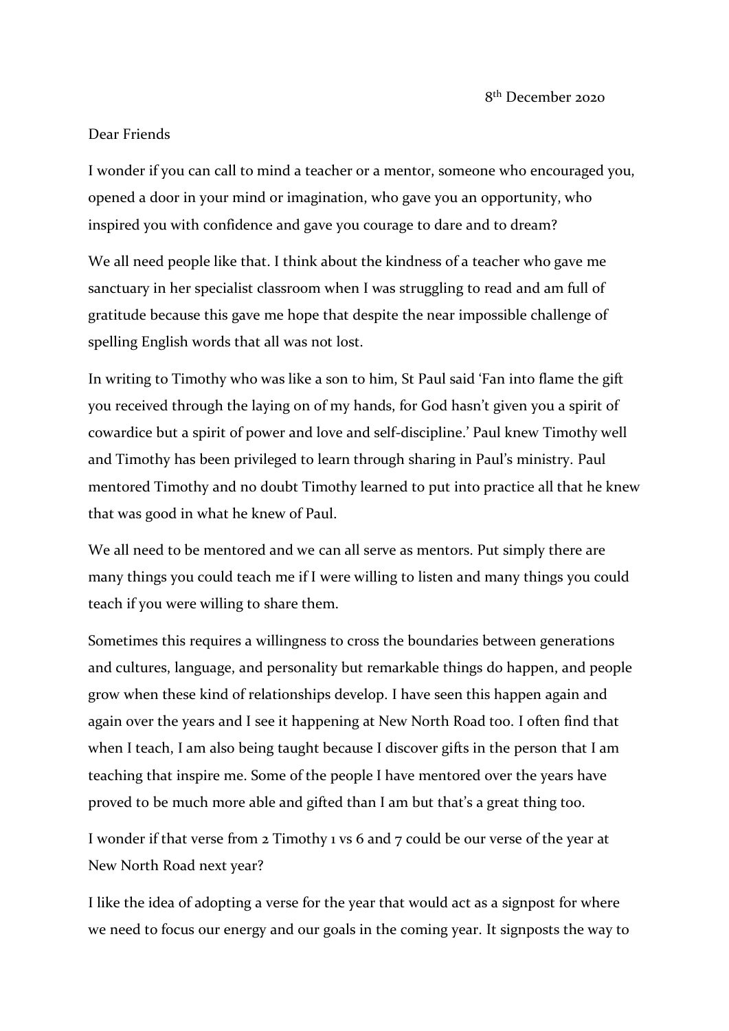8th December 2020

Dear Friends

I wonder if you can call to mind a teacher or a mentor, someone who encouraged you, opened a door in your mind or imagination, who gave you an opportunity, who inspired you with confidence and gave you courage to dare and to dream?

We all need people like that. I think about the kindness of a teacher who gave me sanctuary in her specialist classroom when I was struggling to read and am full of gratitude because this gave me hope that despite the near impossible challenge of spelling English words that all was not lost.

In writing to Timothy who was like a son to him, St Paul said 'Fan into flame the gift you received through the laying on of my hands, for God hasn't given you a spirit of cowardice but a spirit of power and love and self-discipline.' Paul knew Timothy well and Timothy has been privileged to learn through sharing in Paul's ministry. Paul mentored Timothy and no doubt Timothy learned to put into practice all that he knew that was good in what he knew of Paul.

We all need to be mentored and we can all serve as mentors. Put simply there are many things you could teach me if I were willing to listen and many things you could teach if you were willing to share them.

Sometimes this requires a willingness to cross the boundaries between generations and cultures, language, and personality but remarkable things do happen, and people grow when these kind of relationships develop. I have seen this happen again and again over the years and I see it happening at New North Road too. I often find that when I teach, I am also being taught because I discover gifts in the person that I am teaching that inspire me. Some of the people I have mentored over the years have proved to be much more able and gifted than I am but that's a great thing too.

I wonder if that verse from 2 Timothy 1 vs 6 and 7 could be our verse of the year at New North Road next year?

I like the idea of adopting a verse for the year that would act as a signpost for where we need to focus our energy and our goals in the coming year. It signposts the way to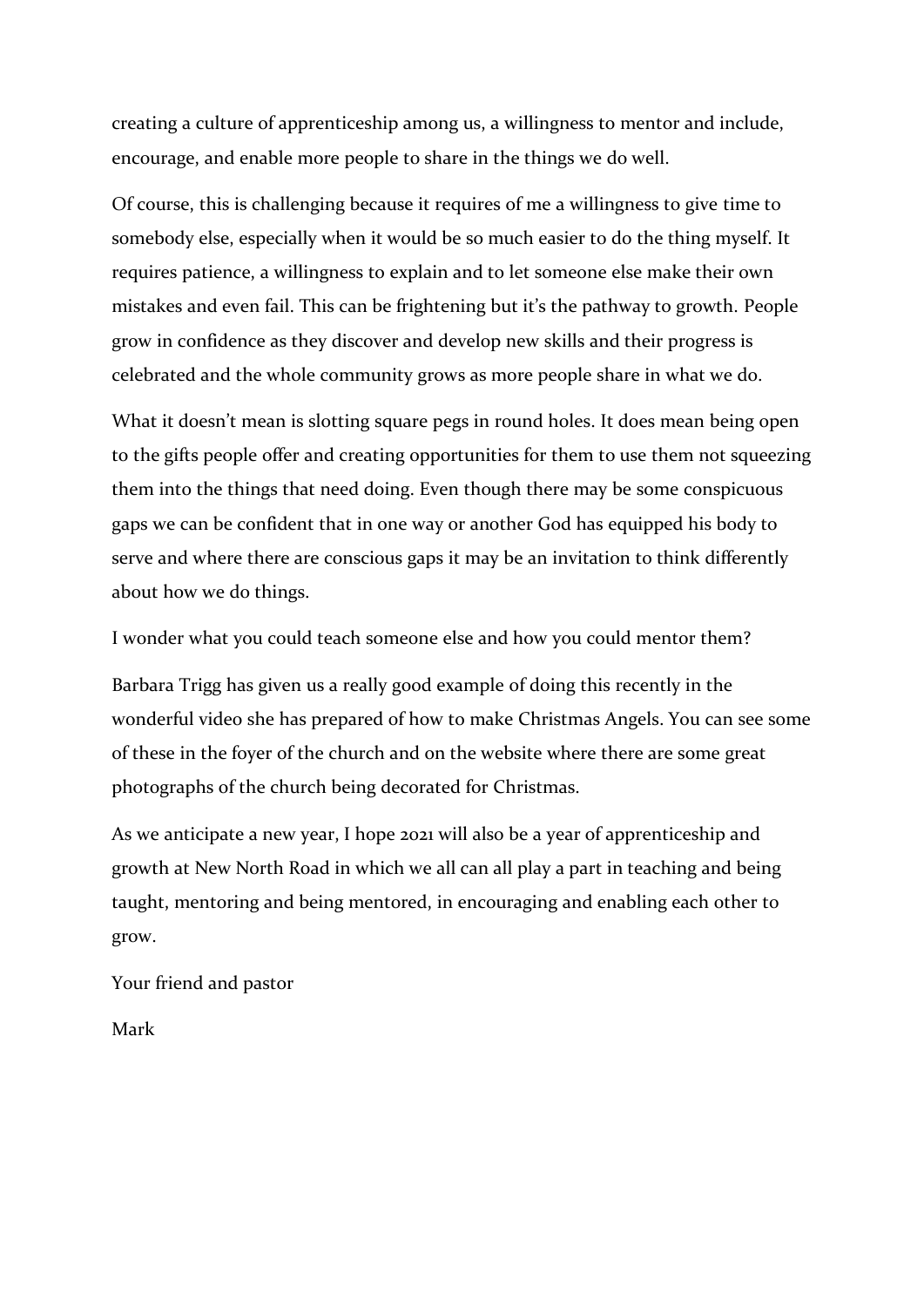creating a culture of apprenticeship among us, a willingness to mentor and include, encourage, and enable more people to share in the things we do well.

Of course, this is challenging because it requires of me a willingness to give time to somebody else, especially when it would be so much easier to do the thing myself. It requires patience, a willingness to explain and to let someone else make their own mistakes and even fail. This can be frightening but it's the pathway to growth. People grow in confidence as they discover and develop new skills and their progress is celebrated and the whole community grows as more people share in what we do.

What it doesn't mean is slotting square pegs in round holes. It does mean being open to the gifts people offer and creating opportunities for them to use them not squeezing them into the things that need doing. Even though there may be some conspicuous gaps we can be confident that in one way or another God has equipped his body to serve and where there are conscious gaps it may be an invitation to think differently about how we do things.

I wonder what you could teach someone else and how you could mentor them?

Barbara Trigg has given us a really good example of doing this recently in the wonderful video she has prepared of how to make Christmas Angels. You can see some of these in the foyer of the church and on the website where there are some great photographs of the church being decorated for Christmas.

As we anticipate a new year, I hope 2021 will also be a year of apprenticeship and growth at New North Road in which we all can all play a part in teaching and being taught, mentoring and being mentored, in encouraging and enabling each other to grow.

Your friend and pastor

Mark